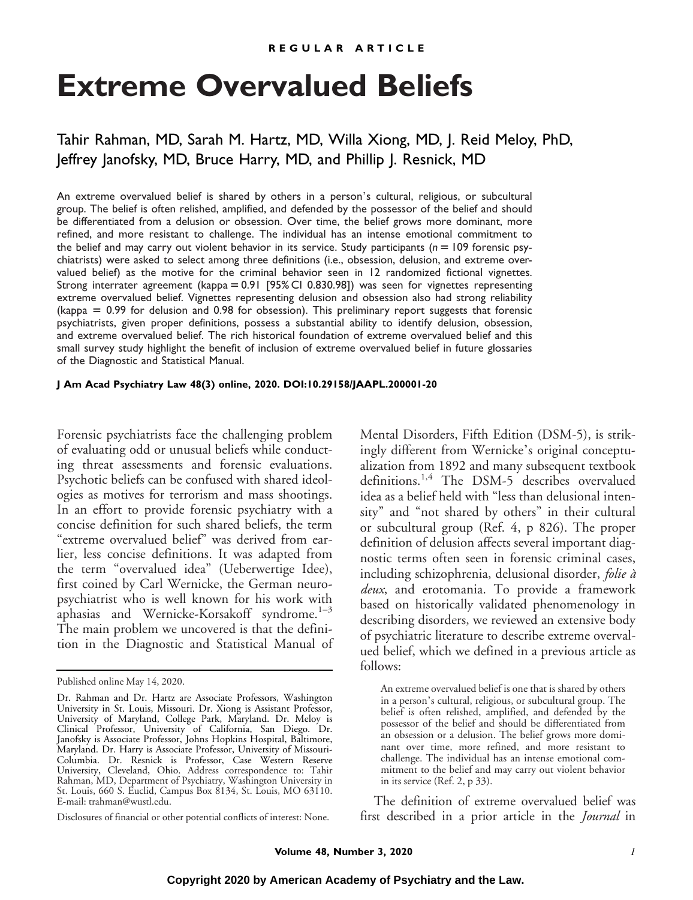REGULAR ARTICLE

# Extreme Overvalued Beliefs

Tahir Rahman, MD, Sarah M. Hartz, MD, Willa Xiong, MD, J. Reid Meloy, PhD, Jeffrey Janofsky, MD, Bruce Harry, MD, and Phillip J. Resnick, MD

An extreme overvalued belief is shared by others in a person's cultural, religious, or subcultural group. The belief is often relished, amplified, and defended by the possessor of the belief and should be differentiated from a delusion or obsession. Over time, the belief grows more dominant, more refined, and more resistant to challenge. The individual has an intense emotional commitment to the belief and may carry out violent behavior in its service. Study participants ($n = 109$ forensic psychiatrists) were asked to select among three definitions (i.e., obsession, delusion, and extreme overvalued belief) as the motive for the criminal behavior seen in 12 randomized fictional vignettes. Strong interrater agreement (kappa = 0.91 [95% CI 0.830.98]) was seen for vignettes representing extreme overvalued belief. Vignettes representing delusion and obsession also had strong reliability (kappa = 0.99 for delusion and 0.98 for obsession). This preliminary report suggests that forensic psychiatrists, given proper definitions, possess a substantial ability to identify delusion, obsession, and extreme overvalued belief. The rich historical foundation of extreme overvalued belief and this small survey study highlight the benefit of inclusion of extreme overvalued belief in future glossaries of the Diagnostic and Statistical Manual.

**J Am Acad Psychiatry Law 48(3) online, 2020. DOI:10.29158/JAAPL.200001-20**

Forensic psychiatrists face the challenging problem of evaluating odd or unusual beliefs while conducting threat assessments and forensic evaluations. Psychotic beliefs can be confused with shared ideologies as motives for terrorism and mass shootings. In an effort to provide forensic psychiatry with a concise definition for such shared beliefs, the term "extreme overvalued belief" was derived from earlier, less concise definitions. It was adapted from the term "overvalued idea" (Ueberwertige Idee), first coined by Carl Wernicke, the German neuropsychiatrist who is well known for his work with aphasias and Wernicke-Korsakoff syndrome.[1–3] The main problem we uncovered is that the definition in the Diagnostic and Statistical Manual of Mental Disorders, Fifth Edition (DSM-5), is strikingly different from Wernicke's original conceptualization from 1892 and many subsequent textbook definitions.[1,4] The DSM-5 describes overvalued idea as a belief held with "less than delusional intensity" and "not shared by others" in their cultural or subcultural group (Ref. 4, p 826). The proper definition of delusion affects several important diagnostic terms often seen in forensic criminal cases, including schizophrenia, delusional disorder, *folie à deux*, and erotomania. To provide a framework based on historically validated phenomenology in describing disorders, we reviewed an extensive body of psychiatric literature to describe extreme overvalued belief, which we defined in a previous article as follows:

> An extreme overvalued belief is one that is shared by others in a person's cultural, religious, or subcultural group. The belief is often relished, amplified, and defended by the possessor of the belief and should be differentiated from an obsession or a delusion. The belief grows more dominant over time, more refined, and more resistant to challenge. The individual has an intense emotional commitment to the belief and may carry out violent behavior in its service (Ref. 2, p 33).

The definition of extreme overvalued belief was first described in a prior article in the *Journal* in

Published online May 14, 2020.

Dr. Rahman and Dr. Hartz are Associate Professors, Washington University in St. Louis, Missouri. Dr. Xiong is Assistant Professor, University of Maryland, College Park, Maryland. Dr. Meloy is Clinical Professor, University of California, San Diego. Dr. Janofsky is Associate Professor, Johns Hopkins Hospital, Baltimore, Maryland. Dr. Harry is Associate Professor, University of Missouri-Columbia. Dr. Resnick is Professor, Case Western Reserve University, Cleveland, Ohio. Address correspondence to: Tahir Rahman, MD, Department of Psychiatry, Washington University in St. Louis, 660 S. Euclid, Campus Box 8134, St. Louis, MO 63110. E-mail: trahman@wustl.edu.

Disclosures of financial or other potential conflicts of interest: None.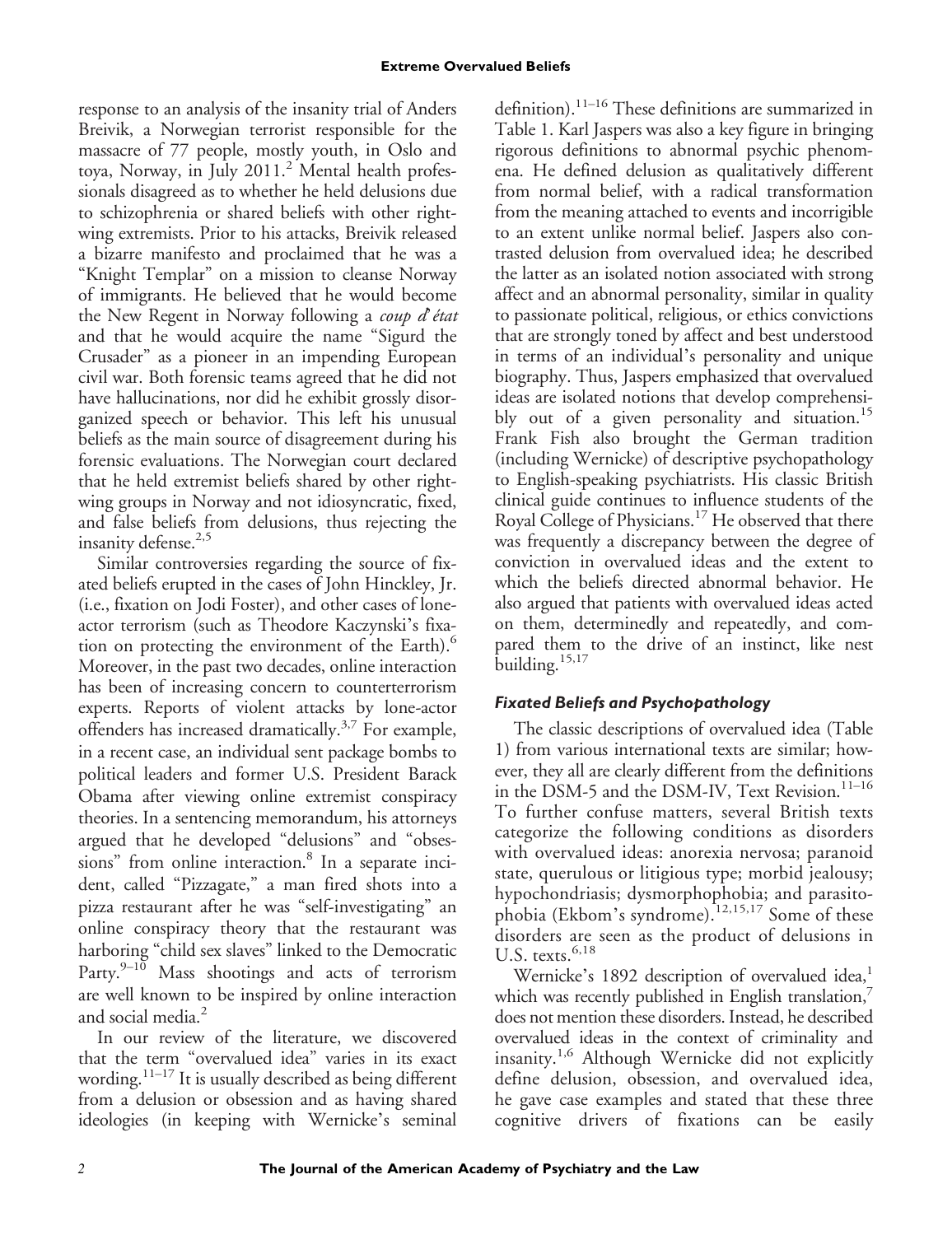response to an analysis of the insanity trial of Anders Breivik, a Norwegian terrorist responsible for the massacre of 77 people, mostly youth, in Oslo and toya, Norway, in July 2011.[2] Mental health professionals disagreed as to whether he held delusions due to schizophrenia or shared beliefs with other right-wing extremists. Prior to his attacks, Breivik released a bizarre manifesto and proclaimed that he was a "Knight Templar" on a mission to cleanse Norway of immigrants. He believed that he would become the New Regent in Norway following a *coup d'état* and that he would acquire the name "Sigurd the Crusader" as a pioneer in an impending European civil war. Both forensic teams agreed that he did not have hallucinations, nor did he exhibit grossly disorganized speech or behavior. This left his unusual beliefs as the main source of disagreement during his forensic evaluations. The Norwegian court declared that he held extremist beliefs shared by other right-wing groups in Norway and not idiosyncratic, fixed, and false beliefs from delusions, thus rejecting the insanity defense.[2,5]

Similar controversies regarding the source of fixated beliefs erupted in the cases of John Hinckley, Jr. (i.e., fixation on Jodi Foster), and other cases of lone-actor terrorism (such as Theodore Kaczynski's fixation on protecting the environment of the Earth).[6] Moreover, in the past two decades, online interaction has been of increasing concern to counterterrorism experts. Reports of violent attacks by lone-actor offenders has increased dramatically.[3,7] For example, in a recent case, an individual sent package bombs to political leaders and former U.S. President Barack Obama after viewing online extremist conspiracy theories. In a sentencing memorandum, his attorneys argued that he developed "delusions" and "obsessions" from online interaction.[8] In a separate incident, called "Pizzagate," a man fired shots into a pizza restaurant after he was "self-investigating" an online conspiracy theory that the restaurant was harboring "child sex slaves" linked to the Democratic Party.[9–10] Mass shootings and acts of terrorism are well known to be inspired by online interaction and social media.[2]

In our review of the literature, we discovered that the term "overvalued idea" varies in its exact wording.[11–17] It is usually described as being different from a delusion or obsession and as having shared ideologies (in keeping with Wernicke's seminal definition).[11–16] These definitions are summarized in Table 1. Karl Jaspers was also a key figure in bringing rigorous definitions to abnormal psychic phenomena. He defined delusion as qualitatively different from normal belief, with a radical transformation from the meaning attached to events and incorrigible to an extent unlike normal belief. Jaspers also contrasted delusion from overvalued idea; he described the latter as an isolated notion associated with strong affect and an abnormal personality, similar in quality to passionate political, religious, or ethics convictions that are strongly toned by affect and best understood in terms of an individual's personality and unique biography. Thus, Jaspers emphasized that overvalued ideas are isolated notions that develop comprehensibly out of a given personality and situation.[15] Frank Fish also brought the German tradition (including Wernicke) of descriptive psychopathology to English-speaking psychiatrists. His classic British clinical guide continues to influence students of the Royal College of Physicians.[17] He observed that there was frequently a discrepancy between the degree of conviction in overvalued ideas and the extent to which the beliefs directed abnormal behavior. He also argued that patients with overvalued ideas acted on them, determinedly and repeatedly, and compared them to the drive of an instinct, like nest building.[15,17]

### *Fixated Beliefs and Psychopathology*

The classic descriptions of overvalued idea (Table 1) from various international texts are similar; however, they all are clearly different from the definitions in the DSM-5 and the DSM-IV, Text Revision.[11–16] To further confuse matters, several British texts categorize the following conditions as disorders with overvalued ideas: anorexia nervosa; paranoid state, querulous or litigious type; morbid jealousy; hypochondriasis; dysmorphophobia; and parasitophobia (Ekbom's syndrome).[12,15,17] Some of these disorders are seen as the product of delusions in U.S. texts.[6,18]

Wernicke's 1892 description of overvalued idea,[1] which was recently published in English translation,[7] does not mention these disorders. Instead, he described overvalued ideas in the context of criminality and insanity.[1,6] Although Wernicke did not explicitly define delusion, obsession, and overvalued idea, he gave case examples and stated that these three cognitive drivers of fixations can be easily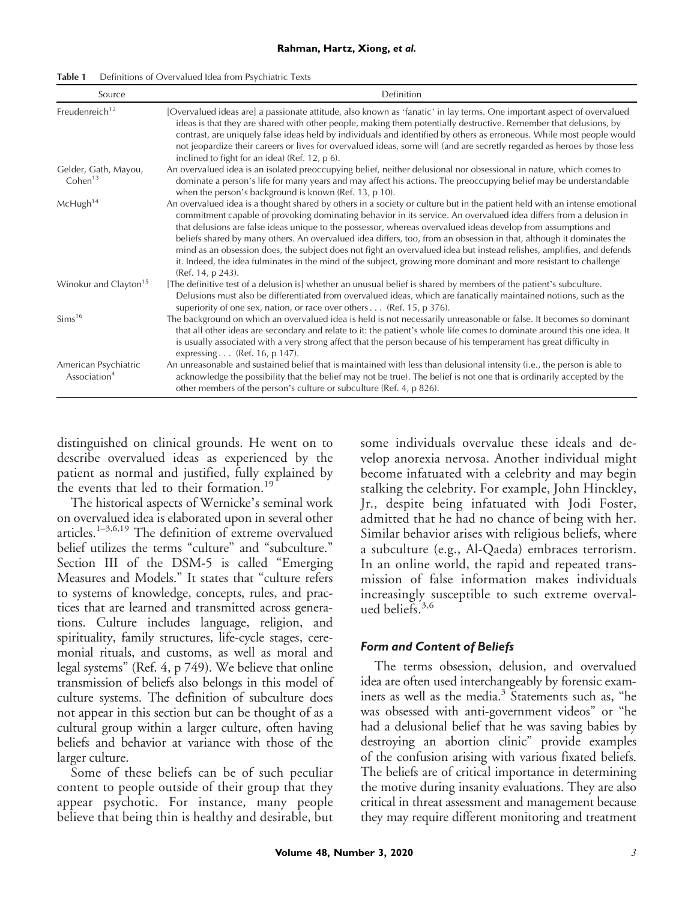**Table 1** Definitions of Overvalued Idea from Psychiatric Texts

| Source | Definition |
|---|---|
| Freudenreich[12] | [Overvalued ideas are] a passionate attitude, also known as 'fanatic' in lay terms. One important aspect of overvalued ideas is that they are shared with other people, making them potentially destructive. Remember that delusions, by contrast, are uniquely false ideas held by individuals and identified by others as erroneous. While most people would not jeopardize their careers or lives for overvalued ideas, some will (and are secretly regarded as heroes by those less inclined to fight for an idea) (Ref. 12, p 6). |
| Gelder, Gath, Mayou, Cohen[13] | An overvalued idea is an isolated preoccupying belief, neither delusional nor obsessional in nature, which comes to dominate a person's life for many years and may affect his actions. The preoccupying belief may be understandable when the person's background is known (Ref. 13, p 10). |
| McHugh[14] | An overvalued idea is a thought shared by others in a society or culture but in the patient held with an intense emotional commitment capable of provoking dominating behavior in its service. An overvalued idea differs from a delusion in that delusions are false ideas unique to the possessor, whereas overvalued ideas develop from assumptions and beliefs shared by many others. An overvalued idea differs, too, from an obsession in that, although it dominates the mind as an obsession does, the subject does not fight an overvalued idea but instead relishes, amplifies, and defends it. Indeed, the idea fulminates in the mind of the subject, growing more dominant and more resistant to challenge (Ref. 14, p 243). |
| Winokur and Clayton[15] | [The definitive test of a delusion is] whether an unusual belief is shared by members of the patient's subculture. Delusions must also be differentiated from overvalued ideas, which are fanatically maintained notions, such as the superiority of one sex, nation, or race over others . . . (Ref. 15, p 376). |
| Sims[16] | The background on which an overvalued idea is held is not necessarily unreasonable or false. It becomes so dominant that all other ideas are secondary and relate to it: the patient's whole life comes to dominate around this one idea. It is usually associated with a very strong affect that the person because of his temperament has great difficulty in expressing . . . (Ref. 16, p 147). |
| American Psychiatric Association[4] | An unreasonable and sustained belief that is maintained with less than delusional intensity (i.e., the person is able to acknowledge the possibility that the belief may not be true). The belief is not one that is ordinarily accepted by the other members of the person's culture or subculture (Ref. 4, p 826). |

distinguished on clinical grounds. He went on to describe overvalued ideas as experienced by the patient as normal and justified, fully explained by the events that led to their formation.[19]

The historical aspects of Wernicke's seminal work on overvalued idea is elaborated upon in several other articles.[1–3,6,19] The definition of extreme overvalued belief utilizes the terms "culture" and "subculture." Section III of the DSM-5 is called "Emerging Measures and Models." It states that "culture refers to systems of knowledge, concepts, rules, and practices that are learned and transmitted across generations. Culture includes language, religion, and spirituality, family structures, life-cycle stages, ceremonial rituals, and customs, as well as moral and legal systems" (Ref. 4, p 749). We believe that online transmission of beliefs also belongs in this model of culture systems. The definition of subculture does not appear in this section but can be thought of as a cultural group within a larger culture, often having beliefs and behavior at variance with those of the larger culture.

Some of these beliefs can be of such peculiar content to people outside of their group that they appear psychotic. For instance, many people believe that being thin is healthy and desirable, but some individuals overvalue these ideals and develop anorexia nervosa. Another individual might become infatuated with a celebrity and may begin stalking the celebrity. For example, John Hinckley, Jr., despite being infatuated with Jodi Foster, admitted that he had no chance of being with her. Similar behavior arises with religious beliefs, where a subculture (e.g., Al-Qaeda) embraces terrorism. In an online world, the rapid and repeated transmission of false information makes individuals increasingly susceptible to such extreme overvalued beliefs.[3,6]

### *Form and Content of Beliefs*

The terms obsession, delusion, and overvalued idea are often used interchangeably by forensic examiners as well as the media.[3] Statements such as, "he was obsessed with anti-government videos" or "he had a delusional belief that he was saving babies by destroying an abortion clinic" provide examples of the confusion arising with various fixated beliefs. The beliefs are of critical importance in determining the motive during insanity evaluations. They are also critical in threat assessment and management because they may require different monitoring and treatment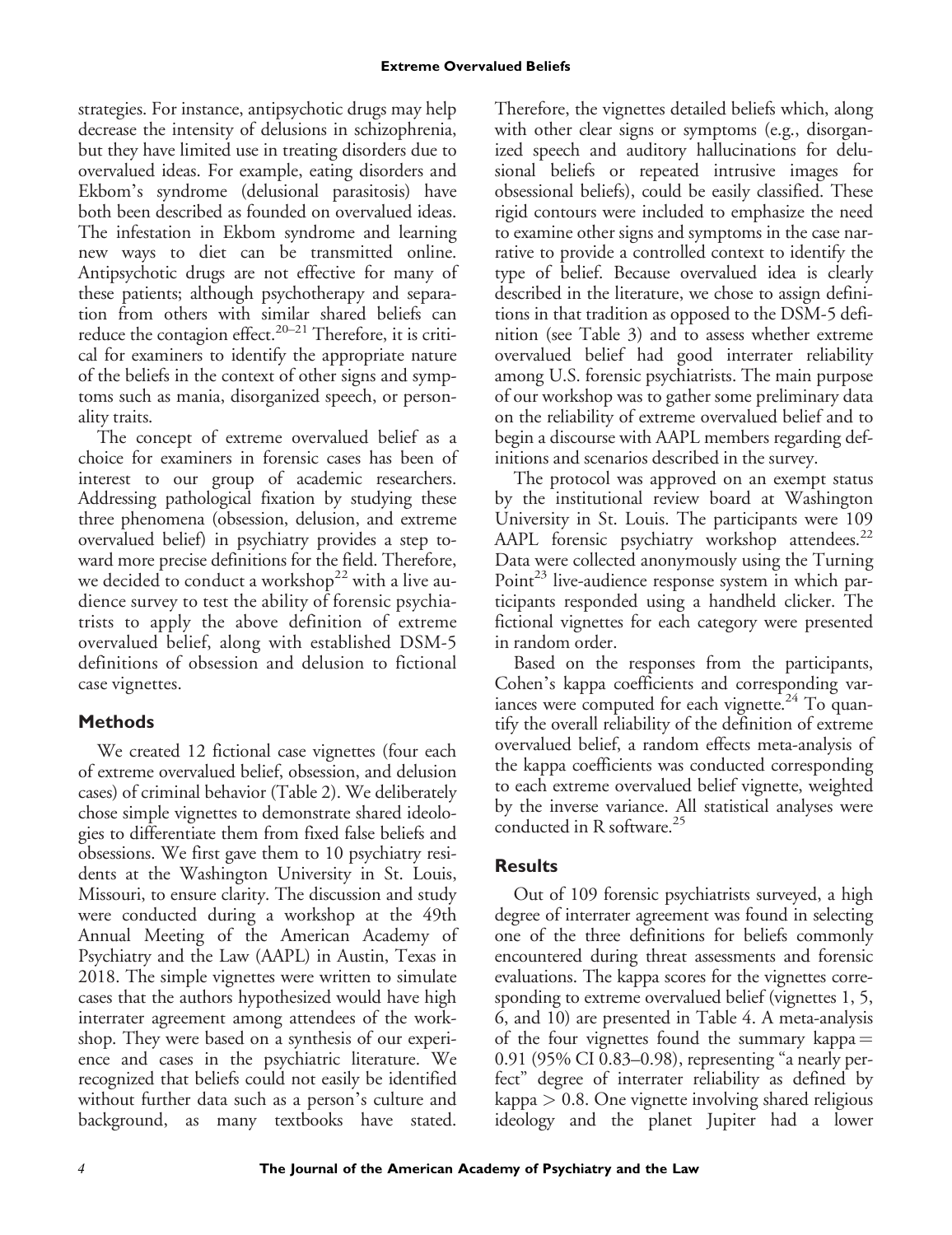strategies. For instance, antipsychotic drugs may help decrease the intensity of delusions in schizophrenia, but they have limited use in treating disorders due to overvalued ideas. For example, eating disorders and Ekbom's syndrome (delusional parasitosis) have both been described as founded on overvalued ideas. The infestation in Ekbom syndrome and learning new ways to diet can be transmitted online. Antipsychotic drugs are not effective for many of these patients; although psychotherapy and separation from others with similar shared beliefs can reduce the contagion effect.[20–21] Therefore, it is critical for examiners to identify the appropriate nature of the beliefs in the context of other signs and symptoms such as mania, disorganized speech, or personality traits.

The concept of extreme overvalued belief as a choice for examiners in forensic cases has been of interest to our group of academic researchers. Addressing pathological fixation by studying these three phenomena (obsession, delusion, and extreme overvalued belief) in psychiatry provides a step toward more precise definitions for the field. Therefore, we decided to conduct a workshop[22] with a live audience survey to test the ability of forensic psychiatrists to apply the above definition of extreme overvalued belief, along with established DSM-5 definitions of obsession and delusion to fictional case vignettes.

## Methods

We created 12 fictional case vignettes (four each of extreme overvalued belief, obsession, and delusion cases) of criminal behavior (Table 2). We deliberately chose simple vignettes to demonstrate shared ideologies to differentiate them from fixed false beliefs and obsessions. We first gave them to 10 psychiatry residents at the Washington University in St. Louis, Missouri, to ensure clarity. The discussion and study were conducted during a workshop at the 49th Annual Meeting of the American Academy of Psychiatry and the Law (AAPL) in Austin, Texas in 2018. The simple vignettes were written to simulate cases that the authors hypothesized would have high interrater agreement among attendees of the workshop. They were based on a synthesis of our experience and cases in the psychiatric literature. We recognized that beliefs could not easily be identified without further data such as a person's culture and background, as many textbooks have stated. Therefore, the vignettes detailed beliefs which, along with other clear signs or symptoms (e.g., disorganized speech and auditory hallucinations for delusional beliefs or repeated intrusive images for obsessional beliefs), could be easily classified. These rigid contours were included to emphasize the need to examine other signs and symptoms in the case narrative to provide a controlled context to identify the type of belief. Because overvalued idea is clearly described in the literature, we chose to assign definitions in that tradition as opposed to the DSM-5 definition (see Table 3) and to assess whether extreme overvalued belief had good interrater reliability among U.S. forensic psychiatrists. The main purpose of our workshop was to gather some preliminary data on the reliability of extreme overvalued belief and to begin a discourse with AAPL members regarding definitions and scenarios described in the survey.

The protocol was approved on an exempt status by the institutional review board at Washington University in St. Louis. The participants were 109 AAPL forensic psychiatry workshop attendees.[22] Data were collected anonymously using the Turning Point[23] live-audience response system in which participants responded using a handheld clicker. The fictional vignettes for each category were presented in random order.

Based on the responses from the participants, Cohen's kappa coefficients and corresponding variances were computed for each vignette.[24] To quantify the overall reliability of the definition of extreme overvalued belief, a random effects meta-analysis of the kappa coefficients was conducted corresponding to each extreme overvalued belief vignette, weighted by the inverse variance. All statistical analyses were conducted in R software.[25]

## Results

Out of 109 forensic psychiatrists surveyed, a high degree of interrater agreement was found in selecting one of the three definitions for beliefs commonly encountered during threat assessments and forensic evaluations. The kappa scores for the vignettes corresponding to extreme overvalued belief (vignettes 1, 5, 6, and 10) are presented in Table 4. A meta-analysis of the four vignettes found the summary kappa = 0.91 (95% CI 0.83–0.98), representing "a nearly perfect" degree of interrater reliability as defined by kappa > 0.8. One vignette involving shared religious ideology and the planet Jupiter had a lower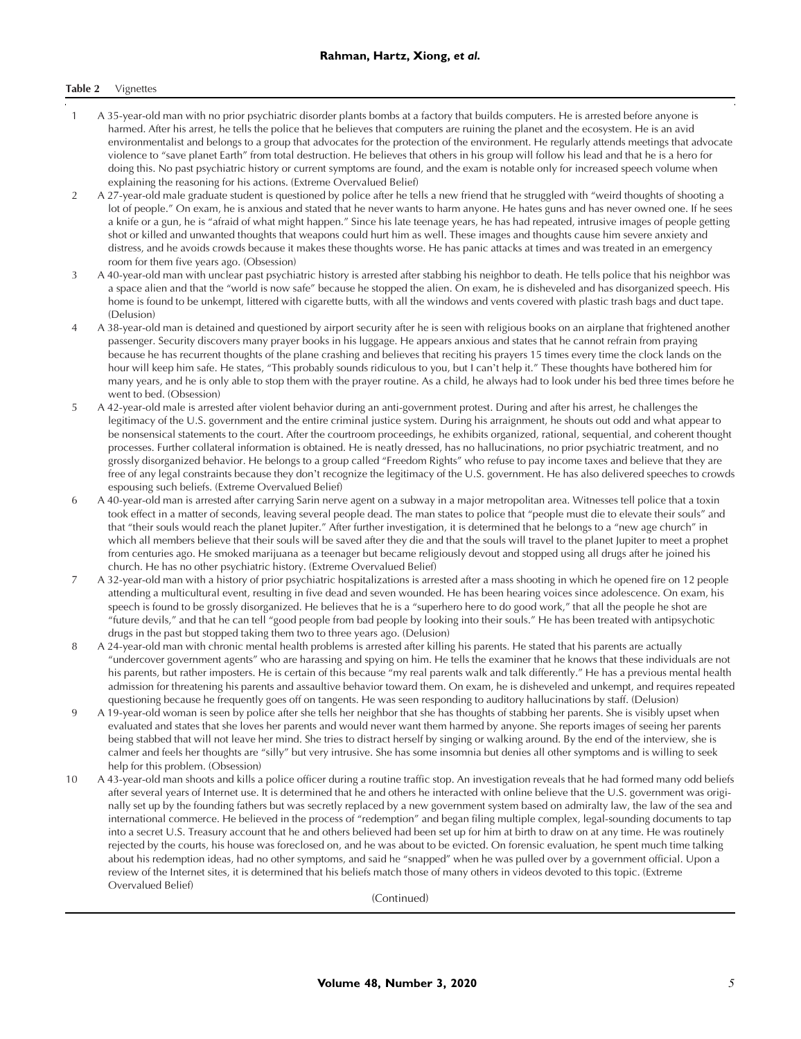**Table 2** Vignettes

| | |
|---|---|
| 1 | A 35-year-old man with no prior psychiatric disorder plants bombs at a factory that builds computers. He is arrested before anyone is harmed. After his arrest, he tells the police that he believes that computers are ruining the planet and the ecosystem. He is an avid environmentalist and belongs to a group that advocates for the protection of the environment. He regularly attends meetings that advocate violence to "save planet Earth" from total destruction. He believes that others in his group will follow his lead and that he is a hero for doing this. No past psychiatric history or current symptoms are found, and the exam is notable only for increased speech volume when explaining the reasoning for his actions. (Extreme Overvalued Belief) |
| 2 | A 27-year-old male graduate student is questioned by police after he tells a new friend that he struggled with "weird thoughts of shooting a lot of people." On exam, he is anxious and stated that he never wants to harm anyone. He hates guns and has never owned one. If he sees a knife or a gun, he is "afraid of what might happen." Since his late teenage years, he has had repeated, intrusive images of people getting shot or killed and unwanted thoughts that weapons could hurt him as well. These images and thoughts cause him severe anxiety and distress, and he avoids crowds because it makes these thoughts worse. He has panic attacks at times and was treated in an emergency room for them five years ago. (Obsession) |
| 3 | A 40-year-old man with unclear past psychiatric history is arrested after stabbing his neighbor to death. He tells police that his neighbor was a space alien and that the "world is now safe" because he stopped the alien. On exam, he is disheveled and has disorganized speech. His home is found to be unkempt, littered with cigarette butts, with all the windows and vents covered with plastic trash bags and duct tape. (Delusion) |
| 4 | A 38-year-old man is detained and questioned by airport security after he is seen with religious books on an airplane that frightened another passenger. Security discovers many prayer books in his luggage. He appears anxious and states that he cannot refrain from praying because he has recurrent thoughts of the plane crashing and believes that reciting his prayers 15 times every time the clock lands on the hour will keep him safe. He states, "This probably sounds ridiculous to you, but I can't help it." These thoughts have bothered him for many years, and he is only able to stop them with the prayer routine. As a child, he always had to look under his bed three times before he went to bed. (Obsession) |
| 5 | A 42-year-old male is arrested after violent behavior during an anti-government protest. During and after his arrest, he challenges the legitimacy of the U.S. government and the entire criminal justice system. During his arraignment, he shouts out odd and what appear to be nonsensical statements to the court. After the courtroom proceedings, he exhibits organized, rational, sequential, and coherent thought processes. Further collateral information is obtained. He is neatly dressed, has no hallucinations, no prior psychiatric treatment, and no grossly disorganized behavior. He belongs to a group called "Freedom Rights" who refuse to pay income taxes and believe that they are free of any legal constraints because they don't recognize the legitimacy of the U.S. government. He has also delivered speeches to crowds espousing such beliefs. (Extreme Overvalued Belief) |
| 6 | A 40-year-old man is arrested after carrying Sarin nerve agent on a subway in a major metropolitan area. Witnesses tell police that a toxin took effect in a matter of seconds, leaving several people dead. The man states to police that "people must die to elevate their souls" and that "their souls would reach the planet Jupiter." After further investigation, it is determined that he belongs to a "new age church" in which all members believe that their souls will be saved after they die and that the souls will travel to the planet Jupiter to meet a prophet from centuries ago. He smoked marijuana as a teenager but became religiously devout and stopped using all drugs after he joined his church. He has no other psychiatric history. (Extreme Overvalued Belief) |
| 7 | A 32-year-old man with a history of prior psychiatric hospitalizations is arrested after a mass shooting in which he opened fire on 12 people attending a multicultural event, resulting in five dead and seven wounded. He has been hearing voices since adolescence. On exam, his speech is found to be grossly disorganized. He believes that he is a "superhero here to do good work," that all the people he shot are "future devils," and that he can tell "good people from bad people by looking into their souls." He has been treated with antipsychotic drugs in the past but stopped taking them two to three years ago. (Delusion) |
| 8 | A 24-year-old man with chronic mental health problems is arrested after killing his parents. He stated that his parents are actually "undercover government agents" who are harassing and spying on him. He tells the examiner that he knows that these individuals are not his parents, but rather imposters. He is certain of this because "my real parents walk and talk differently." He has a previous mental health admission for threatening his parents and assaultive behavior toward them. On exam, he is disheveled and unkempt, and requires repeated questioning because he frequently goes off on tangents. He was seen responding to auditory hallucinations by staff. (Delusion) |
| 9 | A 19-year-old woman is seen by police after she tells her neighbor that she has thoughts of stabbing her parents. She is visibly upset when evaluated and states that she loves her parents and would never want them harmed by anyone. She reports images of seeing her parents being stabbed that will not leave her mind. She tries to distract herself by singing or walking around. By the end of the interview, she is calmer and feels her thoughts are "silly" but very intrusive. She has some insomnia but denies all other symptoms and is willing to seek help for this problem. (Obsession) |
| 10 | A 43-year-old man shoots and kills a police officer during a routine traffic stop. An investigation reveals that he had formed many odd beliefs after several years of Internet use. It is determined that he and others he interacted with online believe that the U.S. government was originally set up by the founding fathers but was secretly replaced by a new government system based on admiralty law, the law of the sea and international commerce. He believed in the process of "redemption" and began filing multiple complex, legal-sounding documents to tap into a secret U.S. Treasury account that he and others believed had been set up for him at birth to draw on at any time. He was routinely rejected by the courts, his house was foreclosed on, and he was about to be evicted. On forensic evaluation, he spent much time talking about his redemption ideas, had no other symptoms, and said he "snapped" when he was pulled over by a government official. Upon a review of the Internet sites, it is determined that his beliefs match those of many others in videos devoted to this topic. (Extreme Overvalued Belief) |

(Continued)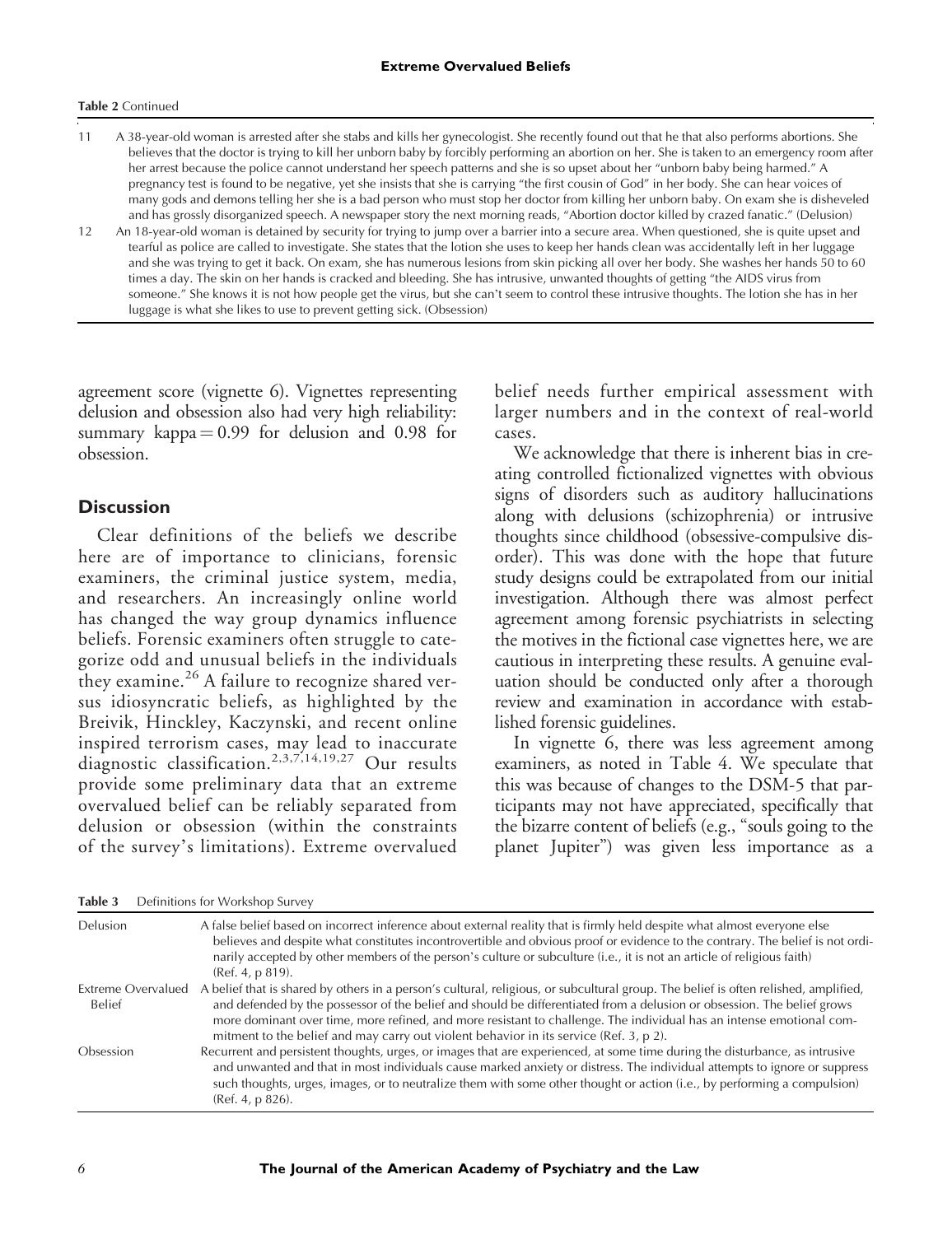**Table 2** Continued

| | |
|---|---|
| 11 | A 38-year-old woman is arrested after she stabs and kills her gynecologist. She recently found out that he that also performs abortions. She believes that the doctor is trying to kill her unborn baby by forcibly performing an abortion on her. She is taken to an emergency room after her arrest because the police cannot understand her speech patterns and she is so upset about her "unborn baby being harmed." A pregnancy test is found to be negative, yet she insists that she is carrying "the first cousin of God" in her body. She can hear voices of many gods and demons telling her she is a bad person who must stop her doctor from killing her unborn baby. On exam she is disheveled and has grossly disorganized speech. A newspaper story the next morning reads, "Abortion doctor killed by crazed fanatic." (Delusion) |
| 12 | An 18-year-old woman is detained by security for trying to jump over a barrier into a secure area. When questioned, she is quite upset and tearful as police are called to investigate. She states that the lotion she uses to keep her hands clean was accidentally left in her luggage and she was trying to get it back. On exam, she has numerous lesions from skin picking all over her body. She washes her hands 50 to 60 times a day. The skin on her hands is cracked and bleeding. She has intrusive, unwanted thoughts of getting "the AIDS virus from someone." She knows it is not how people get the virus, but she can't seem to control these intrusive thoughts. The lotion she has in her luggage is what she likes to use to prevent getting sick. (Obsession) |

agreement score (vignette 6). Vignettes representing delusion and obsession also had very high reliability: summary kappa = 0.99 for delusion and 0.98 for obsession.

## Discussion

Clear definitions of the beliefs we describe here are of importance to clinicians, forensic examiners, the criminal justice system, media, and researchers. An increasingly online world has changed the way group dynamics influence beliefs. Forensic examiners often struggle to categorize odd and unusual beliefs in the individuals they examine.[26] A failure to recognize shared versus idiosyncratic beliefs, as highlighted by the Breivik, Hinckley, Kaczynski, and recent online inspired terrorism cases, may lead to inaccurate diagnostic classification.[2,3,7,14,19,27] Our results provide some preliminary data that an extreme overvalued belief can be reliably separated from delusion or obsession (within the constraints of the survey's limitations). Extreme overvalued belief needs further empirical assessment with larger numbers and in the context of real-world cases.

We acknowledge that there is inherent bias in creating controlled fictionalized vignettes with obvious signs of disorders such as auditory hallucinations along with delusions (schizophrenia) or intrusive thoughts since childhood (obsessive-compulsive disorder). This was done with the hope that future study designs could be extrapolated from our initial investigation. Although there was almost perfect agreement among forensic psychiatrists in selecting the motives in the fictional case vignettes here, we are cautious in interpreting these results. A genuine evaluation should be conducted only after a thorough review and examination in accordance with established forensic guidelines.

In vignette 6, there was less agreement among examiners, as noted in Table 4. We speculate that this was because of changes to the DSM-5 that participants may not have appreciated, specifically that the bizarre content of beliefs (e.g., "souls going to the planet Jupiter") was given less importance as a

**Table 3** Definitions for Workshop Survey

| | |
|---|---|
| Delusion | A false belief based on incorrect inference about external reality that is firmly held despite what almost everyone else believes and despite what constitutes incontrovertible and obvious proof or evidence to the contrary. The belief is not ordinarily accepted by other members of the person's culture or subculture (i.e., it is not an article of religious faith) (Ref. 4, p 819). |
| Extreme Overvalued Belief | A belief that is shared by others in a person's cultural, religious, or subcultural group. The belief is often relished, amplified, and defended by the possessor of the belief and should be differentiated from a delusion or obsession. The belief grows more dominant over time, more refined, and more resistant to challenge. The individual has an intense emotional commitment to the belief and may carry out violent behavior in its service (Ref. 3, p 2). |
| Obsession | Recurrent and persistent thoughts, urges, or images that are experienced, at some time during the disturbance, as intrusive and unwanted and that in most individuals cause marked anxiety or distress. The individual attempts to ignore or suppress such thoughts, urges, images, or to neutralize them with some other thought or action (i.e., by performing a compulsion) (Ref. 4, p 826). |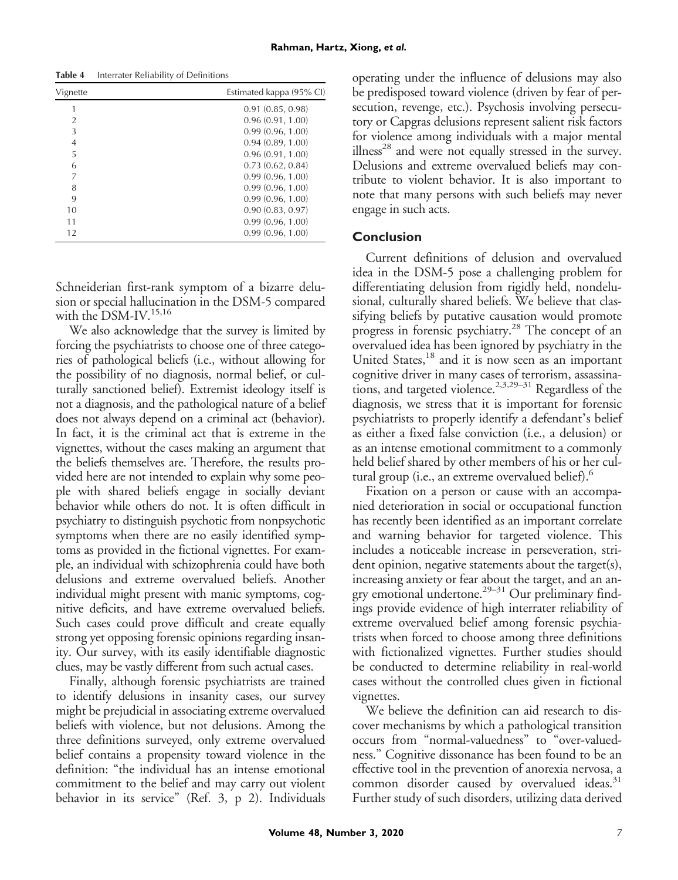**Table 4** Interrater Reliability of Definitions

| Vignette | Estimated kappa (95% CI) |
|---|---|
| 1 | 0.91 (0.85, 0.98) |
| 2 | 0.96 (0.91, 1.00) |
| 3 | 0.99 (0.96, 1.00) |
| 4 | 0.94 (0.89, 1.00) |
| 5 | 0.96 (0.91, 1.00) |
| 6 | 0.73 (0.62, 0.84) |
| 7 | 0.99 (0.96, 1.00) |
| 8 | 0.99 (0.96, 1.00) |
| 9 | 0.99 (0.96, 1.00) |
| 10 | 0.90 (0.83, 0.97) |
| 11 | 0.99 (0.96, 1.00) |
| 12 | 0.99 (0.96, 1.00) |

Schneiderian first-rank symptom of a bizarre delusion or special hallucination in the DSM-5 compared with the DSM-IV.[15,16]

We also acknowledge that the survey is limited by forcing the psychiatrists to choose one of three categories of pathological beliefs (i.e., without allowing for the possibility of no diagnosis, normal belief, or culturally sanctioned belief). Extremist ideology itself is not a diagnosis, and the pathological nature of a belief does not always depend on a criminal act (behavior). In fact, it is the criminal act that is extreme in the vignettes, without the cases making an argument that the beliefs themselves are. Therefore, the results provided here are not intended to explain why some people with shared beliefs engage in socially deviant behavior while others do not. It is often difficult in psychiatry to distinguish psychotic from nonpsychotic symptoms when there are no easily identified symptoms as provided in the fictional vignettes. For example, an individual with schizophrenia could have both delusions and extreme overvalued beliefs. Another individual might present with manic symptoms, cognitive deficits, and have extreme overvalued beliefs. Such cases could prove difficult and create equally strong yet opposing forensic opinions regarding insanity. Our survey, with its easily identifiable diagnostic clues, may be vastly different from such actual cases.

Finally, although forensic psychiatrists are trained to identify delusions in insanity cases, our survey might be prejudicial in associating extreme overvalued beliefs with violence, but not delusions. Among the three definitions surveyed, only extreme overvalued belief contains a propensity toward violence in the definition: "the individual has an intense emotional commitment to the belief and may carry out violent behavior in its service" (Ref. 3, p 2). Individuals operating under the influence of delusions may also be predisposed toward violence (driven by fear of persecution, revenge, etc.). Psychosis involving persecutory or Capgras delusions represent salient risk factors for violence among individuals with a major mental illness[28] and were not equally stressed in the survey. Delusions and extreme overvalued beliefs may contribute to violent behavior. It is also important to note that many persons with such beliefs may never engage in such acts.

## Conclusion

Current definitions of delusion and overvalued idea in the DSM-5 pose a challenging problem for differentiating delusion from rigidly held, nondelusional, culturally shared beliefs. We believe that classifying beliefs by putative causation would promote progress in forensic psychiatry.[28] The concept of an overvalued idea has been ignored by psychiatry in the United States,[18] and it is now seen as an important cognitive driver in many cases of terrorism, assassinations, and targeted violence.[2,3,29–31] Regardless of the diagnosis, we stress that it is important for forensic psychiatrists to properly identify a defendant's belief as either a fixed false conviction (i.e., a delusion) or as an intense emotional commitment to a commonly held belief shared by other members of his or her cultural group (i.e., an extreme overvalued belief).[6]

Fixation on a person or cause with an accompanied deterioration in social or occupational function has recently been identified as an important correlate and warning behavior for targeted violence. This includes a noticeable increase in perseveration, strident opinion, negative statements about the target(s), increasing anxiety or fear about the target, and an angry emotional undertone.[29–31] Our preliminary findings provide evidence of high interrater reliability of extreme overvalued belief among forensic psychiatrists when forced to choose among three definitions with fictionalized vignettes. Further studies should be conducted to determine reliability in real-world cases without the controlled clues given in fictional vignettes.

We believe the definition can aid research to discover mechanisms by which a pathological transition occurs from "normal-valuedness" to "over-valuedness." Cognitive dissonance has been found to be an effective tool in the prevention of anorexia nervosa, a common disorder caused by overvalued ideas.[31] Further study of such disorders, utilizing data derived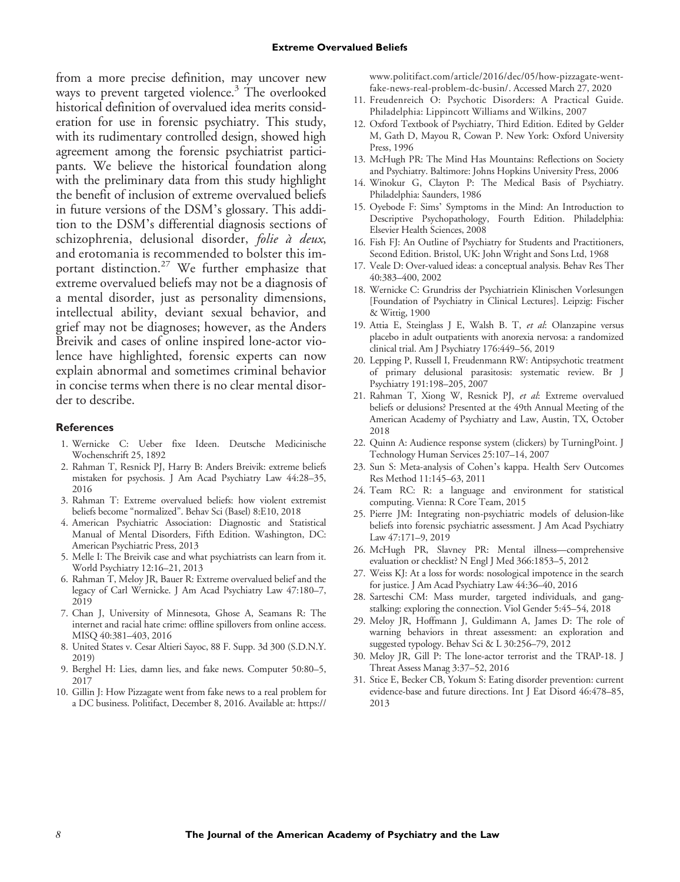from a more precise definition, may uncover new ways to prevent targeted violence.[3] The overlooked historical definition of overvalued idea merits consideration for use in forensic psychiatry. This study, with its rudimentary controlled design, showed high agreement among the forensic psychiatrist participants. We believe the historical foundation along with the preliminary data from this study highlight the benefit of inclusion of extreme overvalued beliefs in future versions of the DSM's glossary. This addition to the DSM's differential diagnosis sections of schizophrenia, delusional disorder, *folie à deux*, and erotomania is recommended to bolster this important distinction.[27] We further emphasize that extreme overvalued beliefs may not be a diagnosis of a mental disorder, just as personality dimensions, intellectual ability, deviant sexual behavior, and grief may not be diagnoses; however, as the Anders Breivik and cases of online inspired lone-actor violence have highlighted, forensic experts can now explain abnormal and sometimes criminal behavior in concise terms when there is no clear mental disorder to describe.

## References

1. Wernicke C: Ueber fixe Ideen. Deutsche Medicinische Wochenschrift 25, 1892
2. Rahman T, Resnick PJ, Harry B: Anders Breivik: extreme beliefs mistaken for psychosis. J Am Acad Psychiatry Law 44:28–35, 2016
3. Rahman T: Extreme overvalued beliefs: how violent extremist beliefs become "normalized". Behav Sci (Basel) 8:E10, 2018
4. American Psychiatric Association: Diagnostic and Statistical Manual of Mental Disorders, Fifth Edition. Washington, DC: American Psychiatric Press, 2013
5. Melle I: The Breivik case and what psychiatrists can learn from it. World Psychiatry 12:16–21, 2013
6. Rahman T, Meloy JR, Bauer R: Extreme overvalued belief and the legacy of Carl Wernicke. J Am Acad Psychiatry Law 47:180–7, 2019
7. Chan J, University of Minnesota, Ghose A, Seamans R: The internet and racial hate crime: offline spillovers from online access. MISQ 40:381–403, 2016
8. United States v. Cesar Altieri Sayoc, 88 F. Supp. 3d 300 (S.D.N.Y. 2019)
9. Berghel H: Lies, damn lies, and fake news. Computer 50:80–5, 2017
10. Gillin J: How Pizzagate went from fake news to a real problem for a DC business. Politifact, December 8, 2016. Available at: https://www.politifact.com/article/2016/dec/05/how-pizzagate-went-fake-news-real-problem-dc-busin/. Accessed March 27, 2020
11. Freudenreich O: Psychotic Disorders: A Practical Guide. Philadelphia: Lippincott Williams and Wilkins, 2007
12. Oxford Textbook of Psychiatry, Third Edition. Edited by Gelder M, Gath D, Mayou R, Cowan P. New York: Oxford University Press, 1996
13. McHugh PR: The Mind Has Mountains: Reflections on Society and Psychiatry. Baltimore: Johns Hopkins University Press, 2006
14. Winokur G, Clayton P: The Medical Basis of Psychiatry. Philadelphia: Saunders, 1986
15. Oyebode F: Sims' Symptoms in the Mind: An Introduction to Descriptive Psychopathology, Fourth Edition. Philadelphia: Elsevier Health Sciences, 2008
16. Fish FJ: An Outline of Psychiatry for Students and Practitioners, Second Edition. Bristol, UK: John Wright and Sons Ltd, 1968
17. Veale D: Over-valued ideas: a conceptual analysis. Behav Res Ther 40:383–400, 2002
18. Wernicke C: Grundriss der Psychiatriein Klinischen Vorlesungen [Foundation of Psychiatry in Clinical Lectures]. Leipzig: Fischer & Wittig, 1900
19. Attia E, Steinglass J E, Walsh B. T, *et al*: Olanzapine versus placebo in adult outpatients with anorexia nervosa: a randomized clinical trial. Am J Psychiatry 176:449–56, 2019
20. Lepping P, Russell I, Freudenmann RW: Antipsychotic treatment of primary delusional parasitosis: systematic review. Br J Psychiatry 191:198–205, 2007
21. Rahman T, Xiong W, Resnick PJ, *et al*: Extreme overvalued beliefs or delusions? Presented at the 49th Annual Meeting of the American Academy of Psychiatry and Law, Austin, TX, October 2018
22. Quinn A: Audience response system (clickers) by TurningPoint. J Technology Human Services 25:107–14, 2007
23. Sun S: Meta-analysis of Cohen's kappa. Health Serv Outcomes Res Method 11:145–63, 2011
24. Team RC: R: a language and environment for statistical computing. Vienna: R Core Team, 2015
25. Pierre JM: Integrating non-psychiatric models of delusion-like beliefs into forensic psychiatric assessment. J Am Acad Psychiatry Law 47:171–9, 2019
26. McHugh PR, Slavney PR: Mental illness—comprehensive evaluation or checklist? N Engl J Med 366:1853–5, 2012
27. Weiss KJ: At a loss for words: nosological impotence in the search for justice. J Am Acad Psychiatry Law 44:36–40, 2016
28. Sarteschi CM: Mass murder, targeted individuals, and gang-stalking: exploring the connection. Viol Gender 5:45–54, 2018
29. Meloy JR, Hoffmann J, Guldimann A, James D: The role of warning behaviors in threat assessment: an exploration and suggested typology. Behav Sci & L 30:256–79, 2012
30. Meloy JR, Gill P: The lone-actor terrorist and the TRAP-18. J Threat Assess Manag 3:37–52, 2016
31. Stice E, Becker CB, Yokum S: Eating disorder prevention: current evidence-base and future directions. Int J Eat Disord 46:478–85, 2013